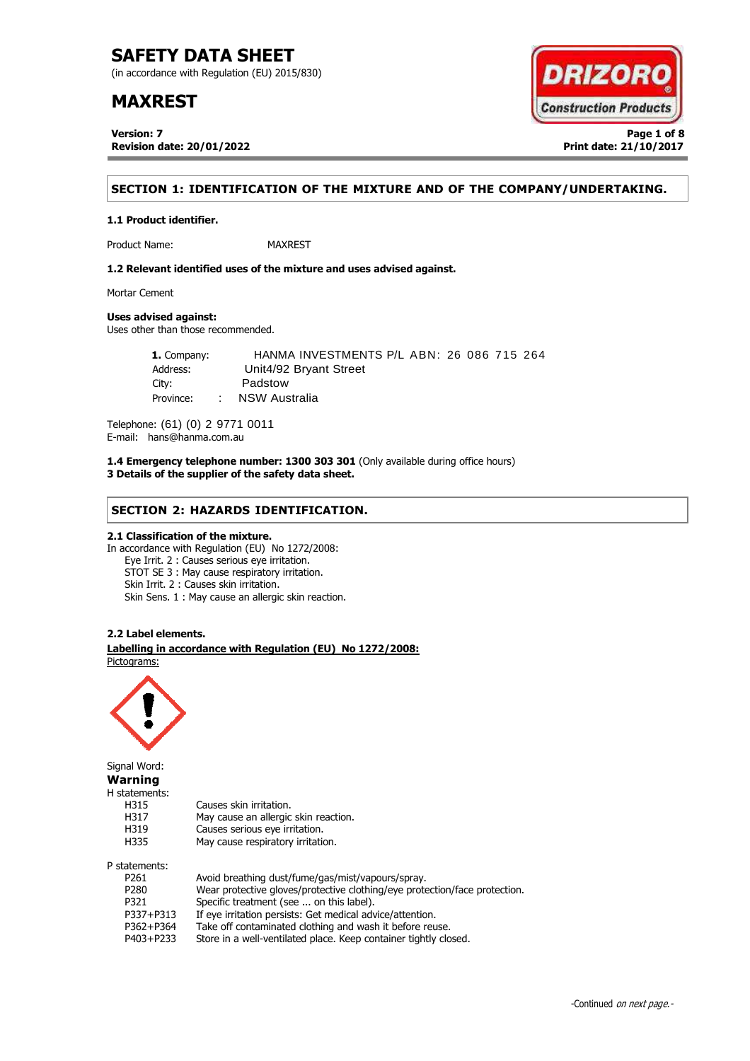# SAFETY DATA SHEET

(in accordance with Regulation (EU) 2015/830)

# MAXREST

**Version: 7**
**Revision date: 20/01/2022**

**Print date: 21/10/2017**

## SECTION 1: IDENTIFICATION OF THE MIXTURE AND OF THE COMPANY/UNDERTAKING.

**1.1 Product identifier.**

Product Name: MAXREST

**1.2 Relevant identified uses of the mixture and uses advised against.**

Mortar Cement

**Uses advised against:**
Uses other than those recommended.

**1.** Company: HANMA INVESTMENTS P/L ABN: 26 086 715 264
Address: Unit4/92 Bryant Street
City: Padstow
Province: : NSW Australia

Telephone: (61) (0) 2 9771 0011
E-mail: hans@hanma.com.au

**1.4 Emergency telephone number: 1300 303 301** (Only available during office hours)
**3 Details of the supplier of the safety data sheet.**

## SECTION 2: HAZARDS IDENTIFICATION.

**2.1 Classification of the mixture.**
In accordance with Regulation (EU) No 1272/2008:
Eye Irrit. 2 : Causes serious eye irritation.
STOT SE 3 : May cause respiratory irritation.
Skin Irrit. 2 : Causes skin irritation.
Skin Sens. 1 : May cause an allergic skin reaction.

**2.2 Label elements.**

**Labelling in accordance with Regulation (EU) No 1272/2008:**

Pictograms:

Signal Word:
**Warning**

H statements:

| | |
|---|---|
| H315 | Causes skin irritation. |
| H317 | May cause an allergic skin reaction. |
| H319 | Causes serious eye irritation. |
| H335 | May cause respiratory irritation. |

P statements:

| | |
|---|---|
| P261 | Avoid breathing dust/fume/gas/mist/vapours/spray. |
| P280 | Wear protective gloves/protective clothing/eye protection/face protection. |
| P321 | Specific treatment (see ... on this label). |
| P337+P313 | If eye irritation persists: Get medical advice/attention. |
| P362+P364 | Take off contaminated clothing and wash it before reuse. |
| P403+P233 | Store in a well-ventilated place. Keep container tightly closed. |

-Continued *on next page.*-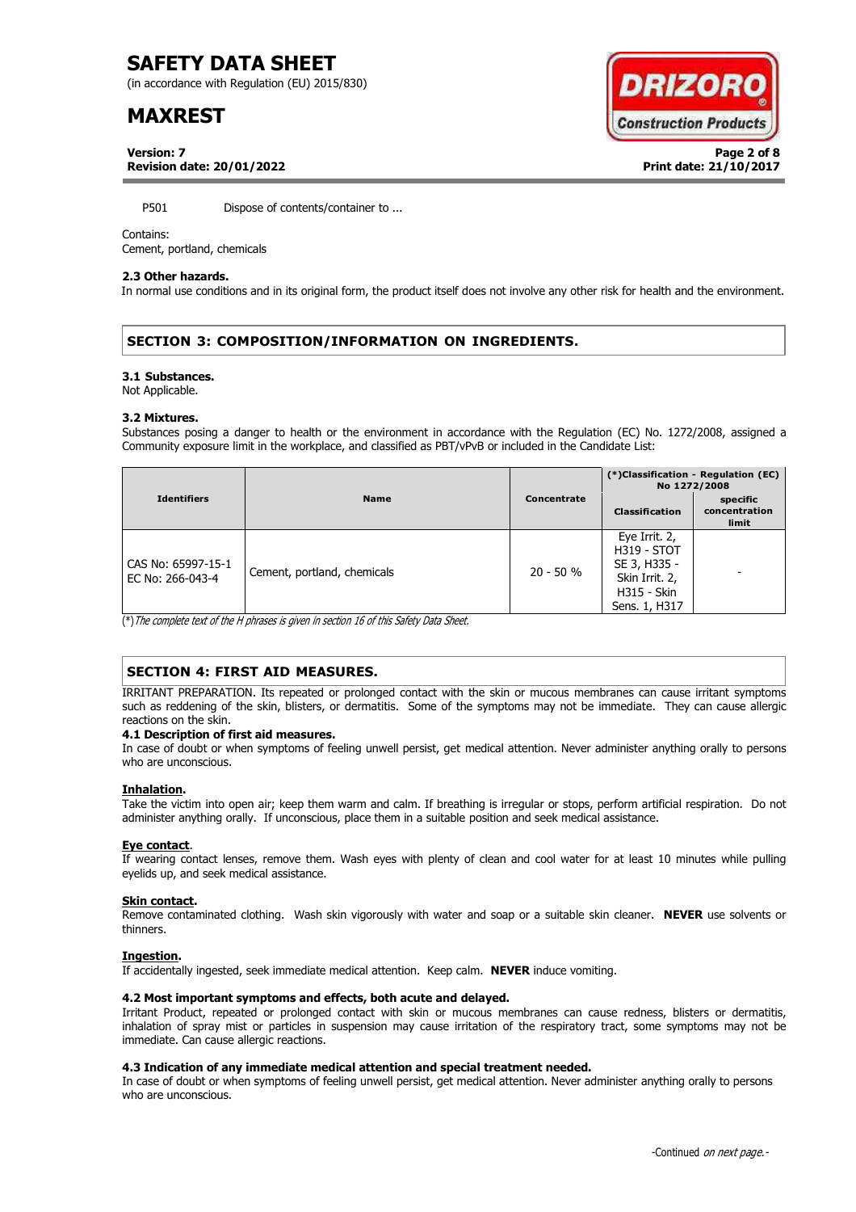P501 Dispose of contents/container to ...

Contains:
Cement, portland, chemicals

### 2.3 Other hazards.

In normal use conditions and in its original form, the product itself does not involve any other risk for health and the environment.

## SECTION 3: COMPOSITION/INFORMATION ON INGREDIENTS.

### 3.1 Substances.

Not Applicable.

### 3.2 Mixtures.

Substances posing a danger to health or the environment in accordance with the Regulation (EC) No. 1272/2008, assigned a Community exposure limit in the workplace, and classified as PBT/vPvB or included in the Candidate List:

| Identifiers | Name | Concentrate | (*)Classification - Regulation (EC) No 1272/2008 | |
|---|---|---|---|---|
| | | | Classification | specific concentration limit |
| CAS No: 65997-15-1<br>EC No: 266-043-4 | Cement, portland, chemicals | 20 - 50 % | Eye Irrit. 2, H319 - STOT SE 3, H335 - Skin Irrit. 2, H315 - Skin Sens. 1, H317 | - |

(*)*The complete text of the H phrases is given in section 16 of this Safety Data Sheet.*

## SECTION 4: FIRST AID MEASURES.

IRRITANT PREPARATION. Its repeated or prolonged contact with the skin or mucous membranes can cause irritant symptoms such as reddening of the skin, blisters, or dermatitis. Some of the symptoms may not be immediate. They can cause allergic reactions on the skin.

### 4.1 Description of first aid measures.

In case of doubt or when symptoms of feeling unwell persist, get medical attention. Never administer anything orally to persons who are unconscious.

**Inhalation.**

Take the victim into open air; keep them warm and calm. If breathing is irregular or stops, perform artificial respiration. Do not administer anything orally. If unconscious, place them in a suitable position and seek medical assistance.

**Eye contact**.

If wearing contact lenses, remove them. Wash eyes with plenty of clean and cool water for at least 10 minutes while pulling eyelids up, and seek medical assistance.

**Skin contact.**

Remove contaminated clothing. Wash skin vigorously with water and soap or a suitable skin cleaner. **NEVER** use solvents or thinners.

**Ingestion.**

If accidentally ingested, seek immediate medical attention. Keep calm. **NEVER** induce vomiting.

### 4.2 Most important symptoms and effects, both acute and delayed.

Irritant Product, repeated or prolonged contact with skin or mucous membranes can cause redness, blisters or dermatitis, inhalation of spray mist or particles in suspension may cause irritation of the respiratory tract, some symptoms may not be immediate. Can cause allergic reactions.

### 4.3 Indication of any immediate medical attention and special treatment needed.

In case of doubt or when symptoms of feeling unwell persist, get medical attention. Never administer anything orally to persons who are unconscious.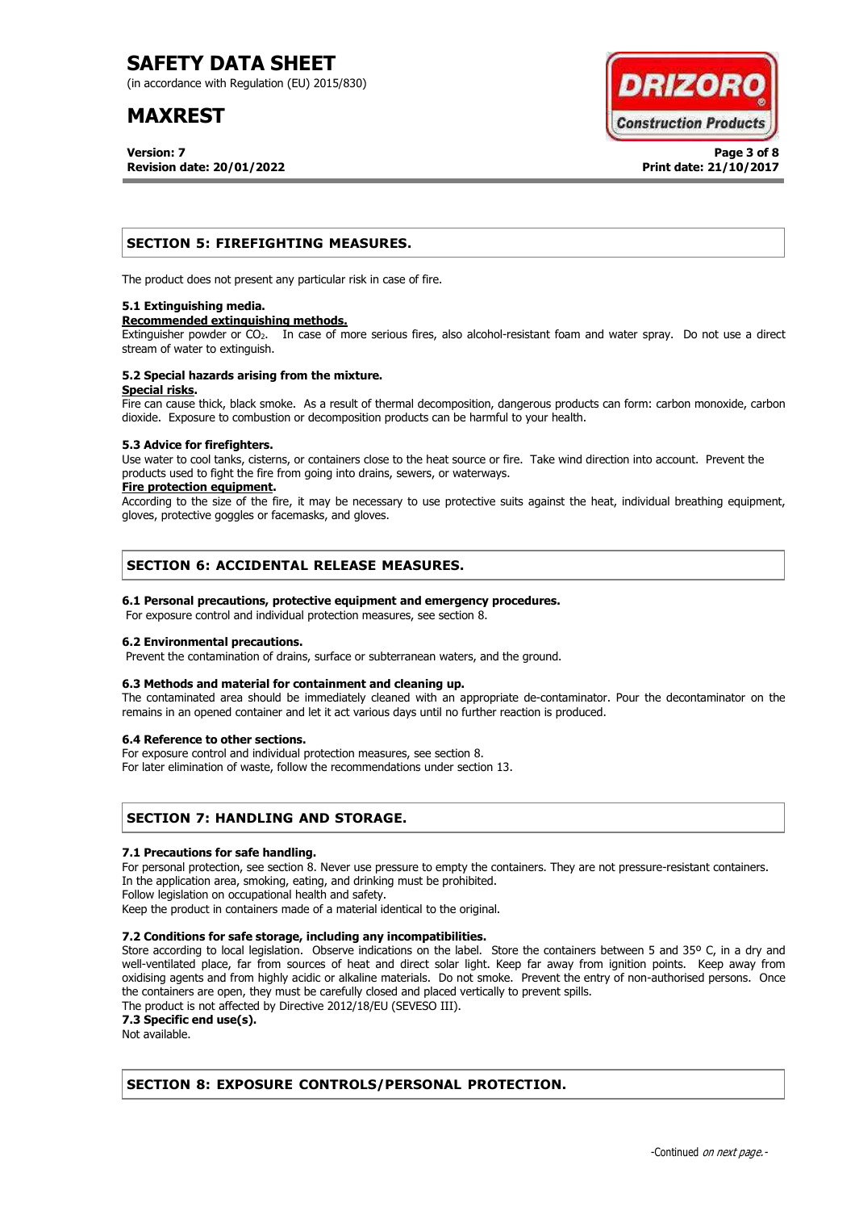## SECTION 5: FIREFIGHTING MEASURES.

The product does not present any particular risk in case of fire.

### 5.1 Extinguishing media.

**Recommended extinguishing methods.**

Extinguisher powder or $CO_2$. In case of more serious fires, also alcohol-resistant foam and water spray. Do not use a direct stream of water to extinguish.

### 5.2 Special hazards arising from the mixture.

**Special risks.**

Fire can cause thick, black smoke. As a result of thermal decomposition, dangerous products can form: carbon monoxide, carbon dioxide. Exposure to combustion or decomposition products can be harmful to your health.

### 5.3 Advice for firefighters.

Use water to cool tanks, cisterns, or containers close to the heat source or fire. Take wind direction into account. Prevent the products used to fight the fire from going into drains, sewers, or waterways.

**Fire protection equipment.**

According to the size of the fire, it may be necessary to use protective suits against the heat, individual breathing equipment, gloves, protective goggles or facemasks, and gloves.

## SECTION 6: ACCIDENTAL RELEASE MEASURES.

### 6.1 Personal precautions, protective equipment and emergency procedures.

For exposure control and individual protection measures, see section 8.

### 6.2 Environmental precautions.

Prevent the contamination of drains, surface or subterranean waters, and the ground.

### 6.3 Methods and material for containment and cleaning up.

The contaminated area should be immediately cleaned with an appropriate de-contaminator. Pour the decontaminator on the remains in an opened container and let it act various days until no further reaction is produced.

### 6.4 Reference to other sections.

For exposure control and individual protection measures, see section 8.
For later elimination of waste, follow the recommendations under section 13.

## SECTION 7: HANDLING AND STORAGE.

### 7.1 Precautions for safe handling.

For personal protection, see section 8. Never use pressure to empty the containers. They are not pressure-resistant containers.
In the application area, smoking, eating, and drinking must be prohibited.
Follow legislation on occupational health and safety.
Keep the product in containers made of a material identical to the original.

### 7.2 Conditions for safe storage, including any incompatibilities.

Store according to local legislation. Observe indications on the label. Store the containers between 5 and 35º C, in a dry and well-ventilated place, far from sources of heat and direct solar light. Keep far away from ignition points. Keep away from oxidising agents and from highly acidic or alkaline materials. Do not smoke. Prevent the entry of non-authorised persons. Once the containers are open, they must be carefully closed and placed vertically to prevent spills.
The product is not affected by Directive 2012/18/EU (SEVESO III).

### 7.3 Specific end use(s).

Not available.

## SECTION 8: EXPOSURE CONTROLS/PERSONAL PROTECTION.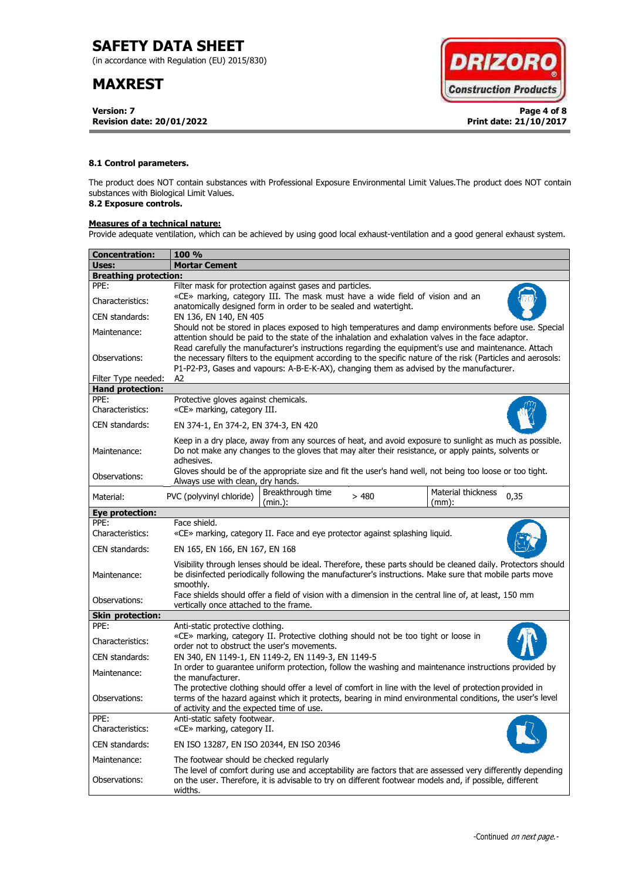**8.1 Control parameters.**

The product does NOT contain substances with Professional Exposure Environmental Limit Values.The product does NOT contain substances with Biological Limit Values.

**8.2 Exposure controls.**

**Measures of a technical nature:**

Provide adequate ventilation, which can be achieved by using good local exhaust-ventilation and a good general exhaust system.

| **Concentration:** | **100 %** | | | | |
|---|---|---|---|---|---|
| **Uses:** | **Mortar Cement** | | | | |
| **Breathing protection:** | | | | | |
| PPE: | Filter mask for protection against gases and particles. | | | | |
| Characteristics: | «CE» marking, category III. The mask must have a wide field of vision and an anatomically designed form in order to be sealed and watertight. | | | | |
| CEN standards: | EN 136, EN 140, EN 405 | | | | |
| Maintenance: | Should not be stored in places exposed to high temperatures and damp environments before use. Special attention should be paid to the state of the inhalation and exhalation valves in the face adaptor. | | | | |
| Observations: | Read carefully the manufacturer's instructions regarding the equipment's use and maintenance. Attach the necessary filters to the equipment according to the specific nature of the risk (Particles and aerosols: P1-P2-P3, Gases and vapours: A-B-E-K-AX), changing them as advised by the manufacturer. | | | | |
| Filter Type needed: | A2 | | | | |
| **Hand protection:** | | | | | |
| PPE: | Protective gloves against chemicals. | | | | |
| Characteristics: | «CE» marking, category III. | | | | |
| CEN standards: | EN 374-1, En 374-2, EN 374-3, EN 420 | | | | |
| Maintenance: | Keep in a dry place, away from any sources of heat, and avoid exposure to sunlight as much as possible. Do not make any changes to the gloves that may alter their resistance, or apply paints, solvents or adhesives. | | | | |
| Observations: | Gloves should be of the appropriate size and fit the user's hand well, not being too loose or too tight. Always use with clean, dry hands. | | | | |
| Material: | PVC (polyvinyl chloride) | Breakthrough time (min.): | > 480 | Material thickness (mm): | 0,35 |
| **Eye protection:** | | | | | |
| PPE: | Face shield. | | | | |
| Characteristics: | «CE» marking, category II. Face and eye protector against splashing liquid. | | | | |
| CEN standards: | EN 165, EN 166, EN 167, EN 168 | | | | |
| Maintenance: | Visibility through lenses should be ideal. Therefore, these parts should be cleaned daily. Protectors should be disinfected periodically following the manufacturer's instructions. Make sure that mobile parts move smoothly. | | | | |
| Observations: | Face shields should offer a field of vision with a dimension in the central line of, at least, 150 mm vertically once attached to the frame. | | | | |
| **Skin protection:** | | | | | |
| PPE: | Anti-static protective clothing. | | | | |
| Characteristics: | «CE» marking, category II. Protective clothing should not be too tight or loose in order not to obstruct the user's movements. | | | | |
| CEN standards: | EN 340, EN 1149-1, EN 1149-2, EN 1149-3, EN 1149-5 | | | | |
| Maintenance: | In order to guarantee uniform protection, follow the washing and maintenance instructions provided by the manufacturer. | | | | |
| Observations: | The protective clothing should offer a level of comfort in line with the level of protection provided in terms of the hazard against which it protects, bearing in mind environmental conditions, the user's level of activity and the expected time of use. | | | | |
| PPE: | Anti-static safety footwear. | | | | |
| Characteristics: | «CE» marking, category II. | | | | |
| CEN standards: | EN ISO 13287, EN ISO 20344, EN ISO 20346 | | | | |
| Maintenance: | The footwear should be checked regularly | | | | |
| Observations: | The level of comfort during use and acceptability are factors that are assessed very differently depending on the user. Therefore, it is advisable to try on different footwear models and, if possible, different widths. | | | | |

-Continued *on next page.*-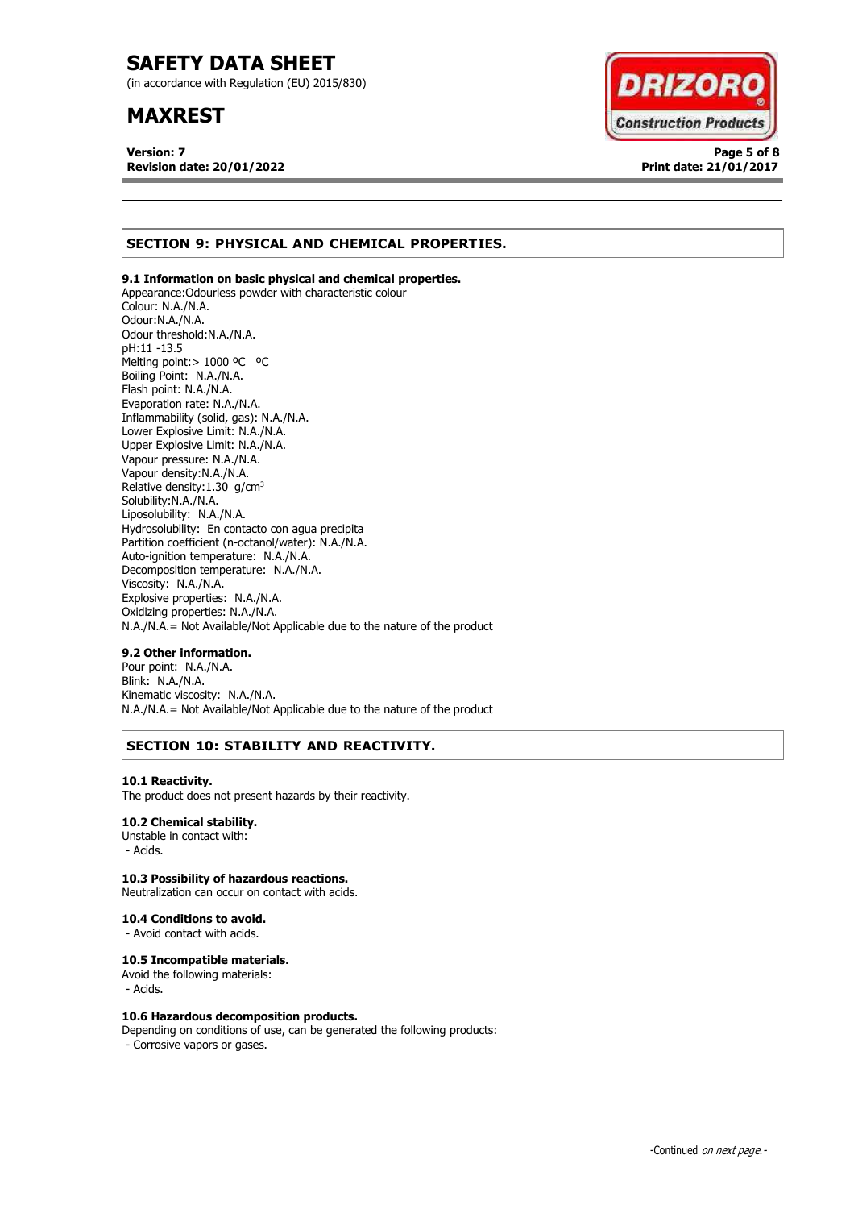## SECTION 9: PHYSICAL AND CHEMICAL PROPERTIES.

### 9.1 Information on basic physical and chemical properties.

Appearance:Odourless powder with characteristic colour
Colour: N.A./N.A.
Odour:N.A./N.A.
Odour threshold:N.A./N.A.
pH:11 -13.5
Melting point:> 1000 ºC ºC
Boiling Point: N.A./N.A.
Flash point: N.A./N.A.
Evaporation rate: N.A./N.A.
Inflammability (solid, gas): N.A./N.A.
Lower Explosive Limit: N.A./N.A.
Upper Explosive Limit: N.A./N.A.
Vapour pressure: N.A./N.A.
Vapour density:N.A./N.A.
Relative density:1.30 g/cm$^3$
Solubility:N.A./N.A.
Liposolubility: N.A./N.A.
Hydrosolubility: En contacto con agua precipita
Partition coefficient (n-octanol/water): N.A./N.A.
Auto-ignition temperature: N.A./N.A.
Decomposition temperature: N.A./N.A.
Viscosity: N.A./N.A.
Explosive properties: N.A./N.A.
Oxidizing properties: N.A./N.A.
N.A./N.A.= Not Available/Not Applicable due to the nature of the product

### 9.2 Other information.

Pour point: N.A./N.A.
Blink: N.A./N.A.
Kinematic viscosity: N.A./N.A.
N.A./N.A.= Not Available/Not Applicable due to the nature of the product

## SECTION 10: STABILITY AND REACTIVITY.

### 10.1 Reactivity.

The product does not present hazards by their reactivity.

### 10.2 Chemical stability.

Unstable in contact with:
- Acids.

### 10.3 Possibility of hazardous reactions.

Neutralization can occur on contact with acids.

### 10.4 Conditions to avoid.

- Avoid contact with acids.

### 10.5 Incompatible materials.

Avoid the following materials:
- Acids.

### 10.6 Hazardous decomposition products.

Depending on conditions of use, can be generated the following products:
- Corrosive vapors or gases.

-Continued *on next page.*-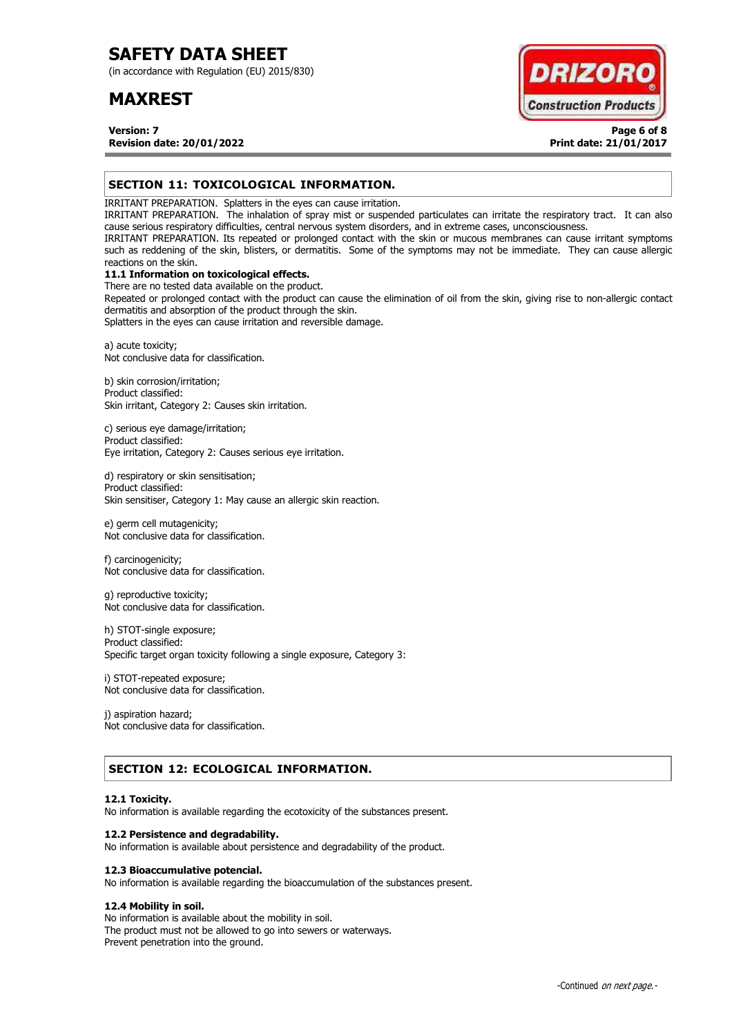## SECTION 11: TOXICOLOGICAL INFORMATION.

IRRITANT PREPARATION. Splatters in the eyes can cause irritation.
IRRITANT PREPARATION. The inhalation of spray mist or suspended particulates can irritate the respiratory tract. It can also cause serious respiratory difficulties, central nervous system disorders, and in extreme cases, unconsciousness.
IRRITANT PREPARATION. Its repeated or prolonged contact with the skin or mucous membranes can cause irritant symptoms such as reddening of the skin, blisters, or dermatitis. Some of the symptoms may not be immediate. They can cause allergic reactions on the skin.

### 11.1 Information on toxicological effects.

There are no tested data available on the product.
Repeated or prolonged contact with the product can cause the elimination of oil from the skin, giving rise to non-allergic contact dermatitis and absorption of the product through the skin.
Splatters in the eyes can cause irritation and reversible damage.

a) acute toxicity;
Not conclusive data for classification.

b) skin corrosion/irritation;
Product classified:
Skin irritant, Category 2: Causes skin irritation.

c) serious eye damage/irritation;
Product classified:
Eye irritation, Category 2: Causes serious eye irritation.

d) respiratory or skin sensitisation;
Product classified:
Skin sensitiser, Category 1: May cause an allergic skin reaction.

e) germ cell mutagenicity;
Not conclusive data for classification.

f) carcinogenicity;
Not conclusive data for classification.

g) reproductive toxicity;
Not conclusive data for classification.

h) STOT-single exposure;
Product classified:
Specific target organ toxicity following a single exposure, Category 3:

i) STOT-repeated exposure;
Not conclusive data for classification.

j) aspiration hazard;
Not conclusive data for classification.

## SECTION 12: ECOLOGICAL INFORMATION.

### 12.1 Toxicity.

No information is available regarding the ecotoxicity of the substances present.

### 12.2 Persistence and degradability.

No information is available about persistence and degradability of the product.

### 12.3 Bioaccumulative potencial.

No information is available regarding the bioaccumulation of the substances present.

### 12.4 Mobility in soil.

No information is available about the mobility in soil.
The product must not be allowed to go into sewers or waterways.
Prevent penetration into the ground.

-Continued *on next page.*-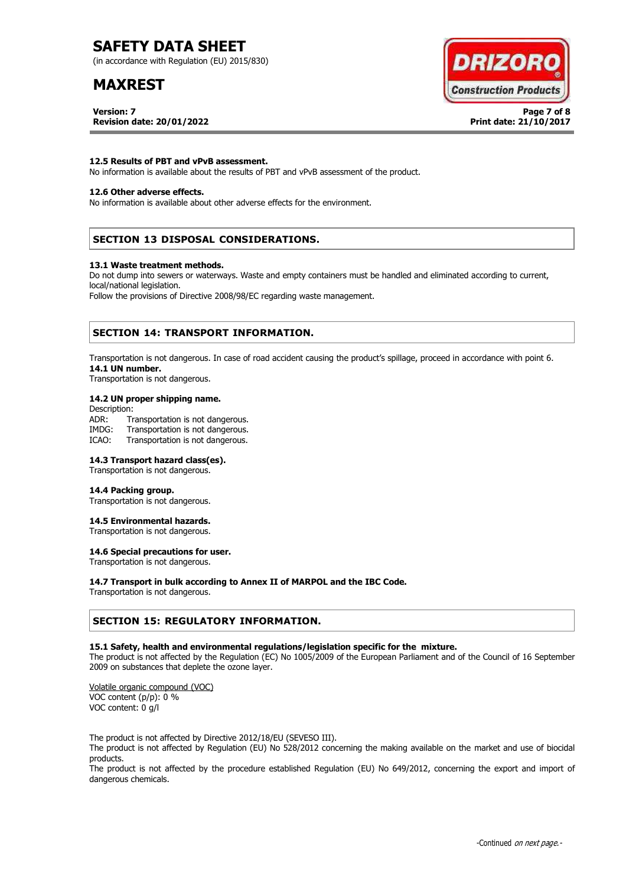#### 12.5 Results of PBT and vPvB assessment.

No information is available about the results of PBT and vPvB assessment of the product.

#### 12.6 Other adverse effects.

No information is available about other adverse effects for the environment.

## SECTION 13 DISPOSAL CONSIDERATIONS.

#### 13.1 Waste treatment methods.

Do not dump into sewers or waterways. Waste and empty containers must be handled and eliminated according to current, local/national legislation.

Follow the provisions of Directive 2008/98/EC regarding waste management.

## SECTION 14: TRANSPORT INFORMATION.

Transportation is not dangerous. In case of road accident causing the product's spillage, proceed in accordance with point 6.

#### 14.1 UN number.

Transportation is not dangerous.

#### 14.2 UN proper shipping name.

Description:

ADR: Transportation is not dangerous.
IMDG: Transportation is not dangerous.
ICAO: Transportation is not dangerous.

#### 14.3 Transport hazard class(es).

Transportation is not dangerous.

#### 14.4 Packing group.

Transportation is not dangerous.

#### 14.5 Environmental hazards.

Transportation is not dangerous.

#### 14.6 Special precautions for user.

Transportation is not dangerous.

#### 14.7 Transport in bulk according to Annex II of MARPOL and the IBC Code.

Transportation is not dangerous.

## SECTION 15: REGULATORY INFORMATION.

#### 15.1 Safety, health and environmental regulations/legislation specific for the mixture.

The product is not affected by the Regulation (EC) No 1005/2009 of the European Parliament and of the Council of 16 September 2009 on substances that deplete the ozone layer.

Volatile organic compound (VOC)
VOC content (p/p): 0 %
VOC content: 0 g/l

The product is not affected by Directive 2012/18/EU (SEVESO III).
The product is not affected by Regulation (EU) No 528/2012 concerning the making available on the market and use of biocidal products.
The product is not affected by the procedure established Regulation (EU) No 649/2012, concerning the export and import of dangerous chemicals.

-Continued *on next page.*-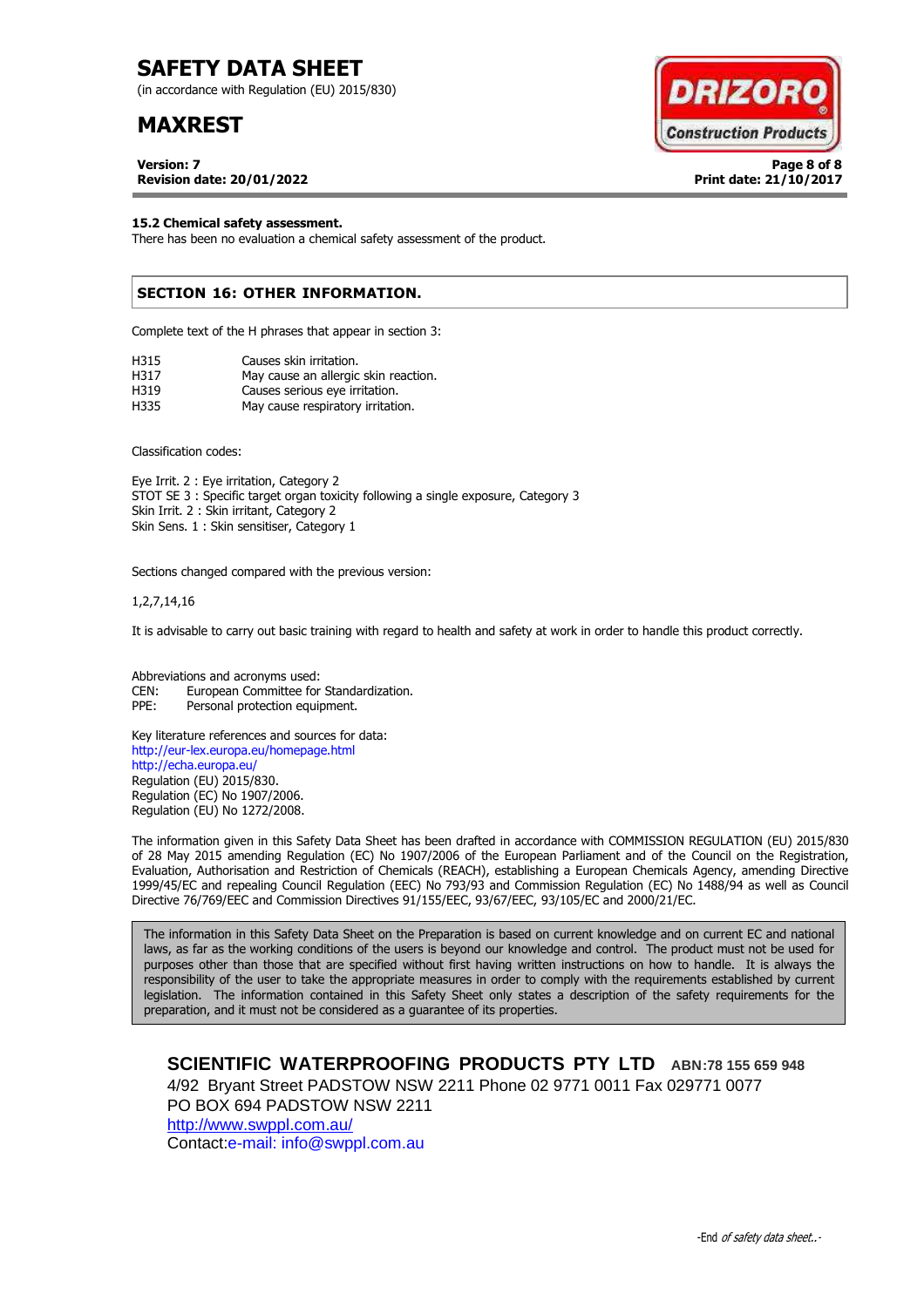**15.2 Chemical safety assessment.**

There has been no evaluation a chemical safety assessment of the product.

## SECTION 16: OTHER INFORMATION.

Complete text of the H phrases that appear in section 3:

| | |
|---|---|
| H315 | Causes skin irritation. |
| H317 | May cause an allergic skin reaction. |
| H319 | Causes serious eye irritation. |
| H335 | May cause respiratory irritation. |

Classification codes:

Eye Irrit. 2 : Eye irritation, Category 2
STOT SE 3 : Specific target organ toxicity following a single exposure, Category 3
Skin Irrit. 2 : Skin irritant, Category 2
Skin Sens. 1 : Skin sensitiser, Category 1

Sections changed compared with the previous version:

1,2,7,14,16

It is advisable to carry out basic training with regard to health and safety at work in order to handle this product correctly.

Abbreviations and acronyms used:
CEN: European Committee for Standardization.
PPE: Personal protection equipment.

Key literature references and sources for data:
http://eur-lex.europa.eu/homepage.html
http://echa.europa.eu/
Regulation (EU) 2015/830.
Regulation (EC) No 1907/2006.
Regulation (EU) No 1272/2008.

The information given in this Safety Data Sheet has been drafted in accordance with COMMISSION REGULATION (EU) 2015/830 of 28 May 2015 amending Regulation (EC) No 1907/2006 of the European Parliament and of the Council on the Registration, Evaluation, Authorisation and Restriction of Chemicals (REACH), establishing a European Chemicals Agency, amending Directive 1999/45/EC and repealing Council Regulation (EEC) No 793/93 and Commission Regulation (EC) No 1488/94 as well as Council Directive 76/769/EEC and Commission Directives 91/155/EEC, 93/67/EEC, 93/105/EC and 2000/21/EC.

The information in this Safety Data Sheet on the Preparation is based on current knowledge and on current EC and national laws, as far as the working conditions of the users is beyond our knowledge and control. The product must not be used for purposes other than those that are specified without first having written instructions on how to handle. It is always the responsibility of the user to take the appropriate measures in order to comply with the requirements established by current legislation. The information contained in this Safety Sheet only states a description of the safety requirements for the preparation, and it must not be considered as a guarantee of its properties.

**SCIENTIFIC WATERPROOFING PRODUCTS PTY LTD** **ABN:78 155 659 948**
4/92 Bryant Street PADSTOW NSW 2211 Phone 02 9771 0011 Fax 029771 0077
PO BOX 694 PADSTOW NSW 2211
http://www.swppl.com.au/
Contact:e-mail: info@swppl.com.au

-End *of safety data sheet.*.-